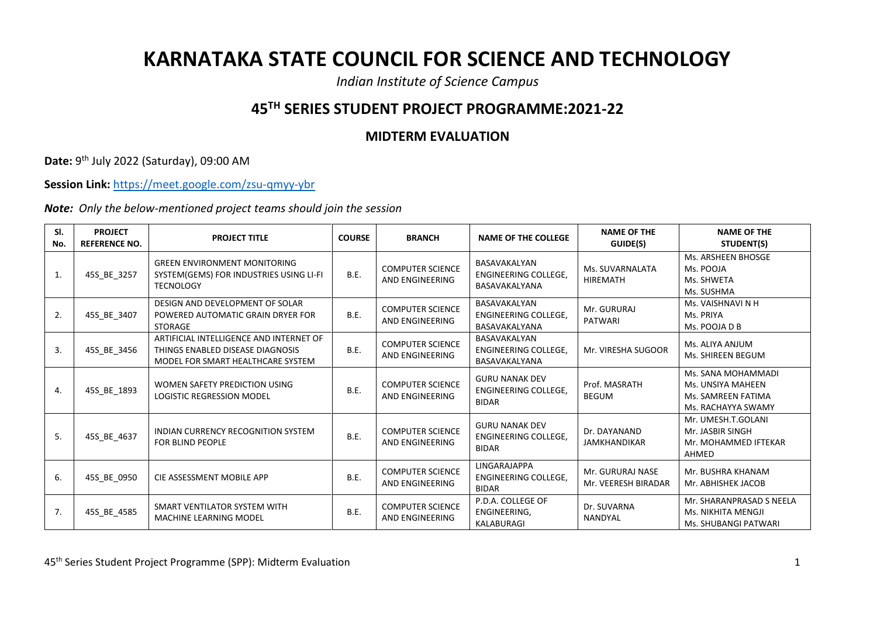# KARNATAKA STATE COUNCIL FOR SCIENCE AND TECHNOLOGY

*Indian Institute of Science Campus*

## 45TH SERIES STUDENT PROJECT PROGRAMME:2021-22

### MIDTERM EVALUATION

**Date:** 9th July 2022 (Saturday), 09:00 AM

**Session Link:** https://meet.google.com/zsu-qmyy-ybr

***Note:*** *Only the below-mentioned project teams should join the session*

| Sl. No. | PROJECT REFERENCE NO. | PROJECT TITLE | COURSE | BRANCH | NAME OF THE COLLEGE | NAME OF THE GUIDE(S) | NAME OF THE STUDENT(S) |
|---|---|---|---|---|---|---|---|
| 1. | 45S_BE_3257 | GREEN ENVIRONMENT MONITORING SYSTEM(GEMS) FOR INDUSTRIES USING LI-FI TECNOLOGY | B.E. | COMPUTER SCIENCE AND ENGINEERING | BASAVAKALYAN ENGINEERING COLLEGE, BASAVAKALYANA | Ms. SUVARNALATA HIREMATH | Ms. ARSHEEN BHOSGE<br>Ms. POOJA<br>Ms. SHWETA<br>Ms. SUSHMA |
| 2. | 45S_BE_3407 | DESIGN AND DEVELOPMENT OF SOLAR POWERED AUTOMATIC GRAIN DRYER FOR STORAGE | B.E. | COMPUTER SCIENCE AND ENGINEERING | BASAVAKALYAN ENGINEERING COLLEGE, BASAVAKALYANA | Mr. GURURAJ PATWARI | Ms. VAISHNAVI N H<br>Ms. PRIYA<br>Ms. POOJA D B |
| 3. | 45S_BE_3456 | ARTIFICIAL INTELLIGENCE AND INTERNET OF THINGS ENABLED DISEASE DIAGNOSIS MODEL FOR SMART HEALTHCARE SYSTEM | B.E. | COMPUTER SCIENCE AND ENGINEERING | BASAVAKALYAN ENGINEERING COLLEGE, BASAVAKALYANA | Mr. VIRESHA SUGOOR | Ms. ALIYA ANJUM<br>Ms. SHIREEN BEGUM |
| 4. | 45S_BE_1893 | WOMEN SAFETY PREDICTION USING LOGISTIC REGRESSION MODEL | B.E. | COMPUTER SCIENCE AND ENGINEERING | GURU NANAK DEV ENGINEERING COLLEGE, BIDAR | Prof. MASRATH BEGUM | Ms. SANA MOHAMMADI<br>Ms. UNSIYA MAHEEN<br>Ms. SAMREEN FATIMA<br>Ms. RACHAYYA SWAMY |
| 5. | 45S_BE_4637 | INDIAN CURRENCY RECOGNITION SYSTEM FOR BLIND PEOPLE | B.E. | COMPUTER SCIENCE AND ENGINEERING | GURU NANAK DEV ENGINEERING COLLEGE, BIDAR | Dr. DAYANAND JAMKHANDIKAR | Mr. UMESH.T.GOLANI<br>Mr. JASBIR SINGH<br>Mr. MOHAMMED IFTEKAR AHMED |
| 6. | 45S_BE_0950 | CIE ASSESSMENT MOBILE APP | B.E. | COMPUTER SCIENCE AND ENGINEERING | LINGARAJAPPA ENGINEERING COLLEGE, BIDAR | Mr. GURURAJ NASE<br>Mr. VEERESH BIRADAR | Mr. BUSHRA KHANAM<br>Mr. ABHISHEK JACOB |
| 7. | 45S_BE_4585 | SMART VENTILATOR SYSTEM WITH MACHINE LEARNING MODEL | B.E. | COMPUTER SCIENCE AND ENGINEERING | P.D.A. COLLEGE OF ENGINEERING, KALABURAGI | Dr. SUVARNA NANDYAL | Mr. SHARANPRASAD S NEELA<br>Ms. NIKHITA MENGJI<br>Ms. SHUBANGI PATWARI |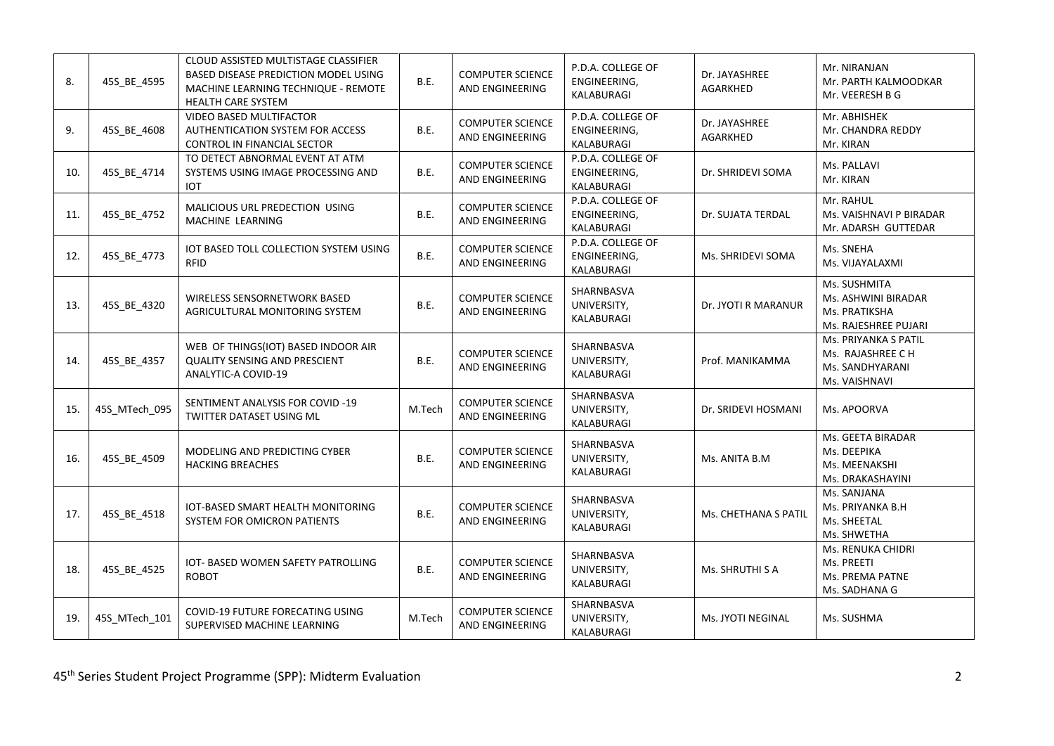| 8. | 45S_BE_4595 | CLOUD ASSISTED MULTISTAGE CLASSIFIER BASED DISEASE PREDICTION MODEL USING MACHINE LEARNING TECHNIQUE - REMOTE HEALTH CARE SYSTEM | B.E. | COMPUTER SCIENCE AND ENGINEERING | P.D.A. COLLEGE OF ENGINEERING, KALABURAGI | Dr. JAYASHREE AGARKHED | Mr. NIRANJAN<br>Mr. PARTH KALMOODKAR<br>Mr. VEERESH B G |
|---|---|---|---|---|---|---|---|
| 9. | 45S_BE_4608 | VIDEO BASED MULTIFACTOR AUTHENTICATION SYSTEM FOR ACCESS CONTROL IN FINANCIAL SECTOR | B.E. | COMPUTER SCIENCE AND ENGINEERING | P.D.A. COLLEGE OF ENGINEERING, KALABURAGI | Dr. JAYASHREE AGARKHED | Mr. ABHISHEK<br>Mr. CHANDRA REDDY<br>Mr. KIRAN |
| 10. | 45S_BE_4714 | TO DETECT ABNORMAL EVENT AT ATM SYSTEMS USING IMAGE PROCESSING AND IOT | B.E. | COMPUTER SCIENCE AND ENGINEERING | P.D.A. COLLEGE OF ENGINEERING, KALABURAGI | Dr. SHRIDEVI SOMA | Ms. PALLAVI<br>Mr. KIRAN |
| 11. | 45S_BE_4752 | MALICIOUS URL PREDECTION USING MACHINE LEARNING | B.E. | COMPUTER SCIENCE AND ENGINEERING | P.D.A. COLLEGE OF ENGINEERING, KALABURAGI | Dr. SUJATA TERDAL | Mr. RAHUL<br>Ms. VAISHNAVI P BIRADAR<br>Mr. ADARSH GUTTEDAR |
| 12. | 45S_BE_4773 | IOT BASED TOLL COLLECTION SYSTEM USING RFID | B.E. | COMPUTER SCIENCE AND ENGINEERING | P.D.A. COLLEGE OF ENGINEERING, KALABURAGI | Ms. SHRIDEVI SOMA | Ms. SNEHA<br>Ms. VIJAYALAXMI |
| 13. | 45S_BE_4320 | WIRELESS SENSORNETWORK BASED AGRICULTURAL MONITORING SYSTEM | B.E. | COMPUTER SCIENCE AND ENGINEERING | SHARNBASVA UNIVERSITY, KALABURAGI | Dr. JYOTI R MARANUR | Ms. SUSHMITA<br>Ms. ASHWINI BIRADAR<br>Ms. PRATIKSHA<br>Ms. RAJESHREE PUJARI |
| 14. | 45S_BE_4357 | WEB OF THINGS(IOT) BASED INDOOR AIR QUALITY SENSING AND PRESCIENT ANALYTIC-A COVID-19 | B.E. | COMPUTER SCIENCE AND ENGINEERING | SHARNBASVA UNIVERSITY, KALABURAGI | Prof. MANIKAMMA | Ms. PRIYANKA S PATIL<br>Ms. RAJASHREE C H<br>Ms. SANDHYARANI<br>Ms. VAISHNAVI |
| 15. | 45S_MTech_095 | SENTIMENT ANALYSIS FOR COVID -19 TWITTER DATASET USING ML | M.Tech | COMPUTER SCIENCE AND ENGINEERING | SHARNBASVA UNIVERSITY, KALABURAGI | Dr. SRIDEVI HOSMANI | Ms. APOORVA |
| 16. | 45S_BE_4509 | MODELING AND PREDICTING CYBER HACKING BREACHES | B.E. | COMPUTER SCIENCE AND ENGINEERING | SHARNBASVA UNIVERSITY, KALABURAGI | Ms. ANITA B.M | Ms. GEETA BIRADAR<br>Ms. DEEPIKA<br>Ms. MEENAKSHI<br>Ms. DRAKASHAYINI |
| 17. | 45S_BE_4518 | IOT-BASED SMART HEALTH MONITORING SYSTEM FOR OMICRON PATIENTS | B.E. | COMPUTER SCIENCE AND ENGINEERING | SHARNBASVA UNIVERSITY, KALABURAGI | Ms. CHETHANA S PATIL | Ms. SANJANA<br>Ms. PRIYANKA B.H<br>Ms. SHEETAL<br>Ms. SHWETHA |
| 18. | 45S_BE_4525 | IOT- BASED WOMEN SAFETY PATROLLING ROBOT | B.E. | COMPUTER SCIENCE AND ENGINEERING | SHARNBASVA UNIVERSITY, KALABURAGI | Ms. SHRUTHI S A | Ms. RENUKA CHIDRI<br>Ms. PREETI<br>Ms. PREMA PATNE<br>Ms. SADHANA G |
| 19. | 45S_MTech_101 | COVID-19 FUTURE FORECATING USING SUPERVISED MACHINE LEARNING | M.Tech | COMPUTER SCIENCE AND ENGINEERING | SHARNBASVA UNIVERSITY, KALABURAGI | Ms. JYOTI NEGINAL | Ms. SUSHMA |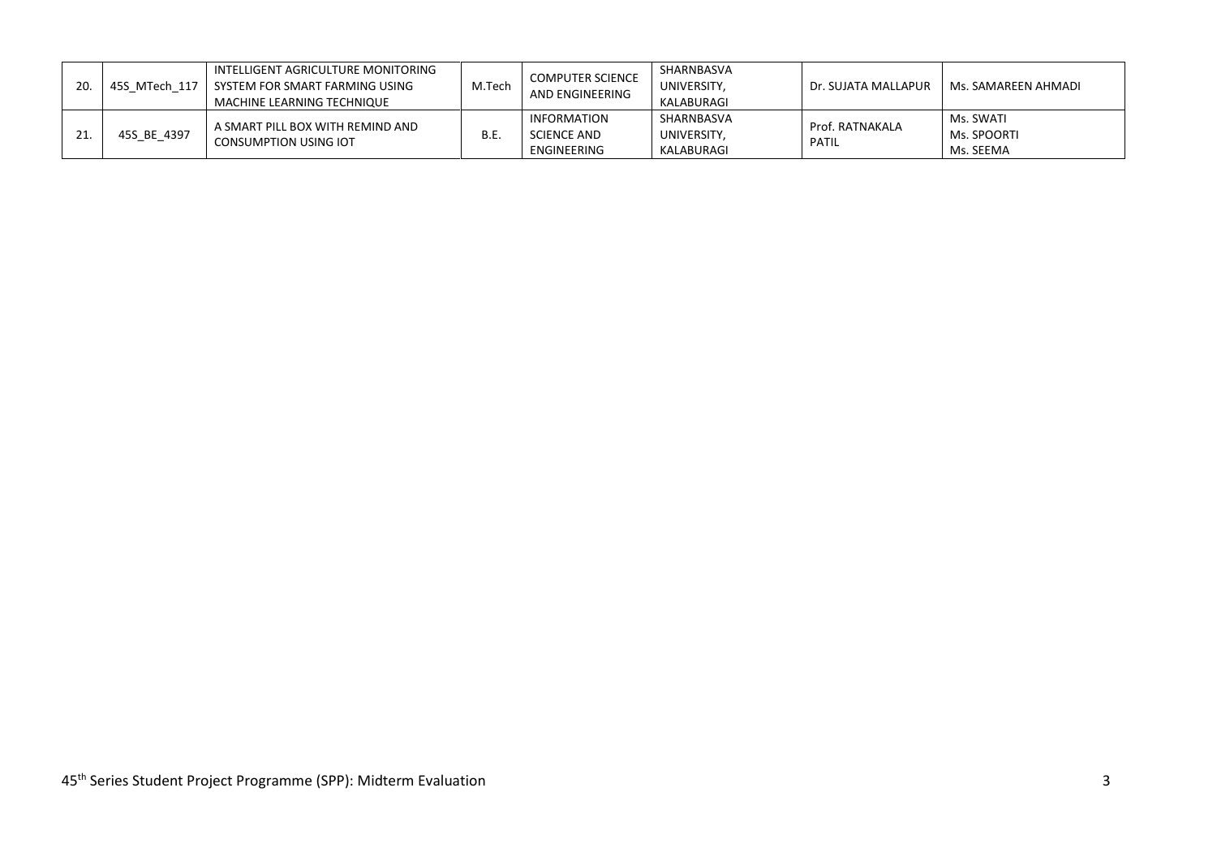| | | | | | | | |
|---|---|---|---|---|---|---|---|
| 20. | 45S_MTech_117 | INTELLIGENT AGRICULTURE MONITORING SYSTEM FOR SMART FARMING USING MACHINE LEARNING TECHNIQUE | M.Tech | COMPUTER SCIENCE AND ENGINEERING | SHARNBASVA UNIVERSITY, KALABURAGI | Dr. SUJATA MALLAPUR | Ms. SAMAREEN AHMADI |
| 21. | 45S_BE_4397 | A SMART PILL BOX WITH REMIND AND CONSUMPTION USING IOT | B.E. | INFORMATION SCIENCE AND ENGINEERING | SHARNBASVA UNIVERSITY, KALABURAGI | Prof. RATNAKALA PATIL | Ms. SWATI<br>Ms. SPOORTI<br>Ms. SEEMA |